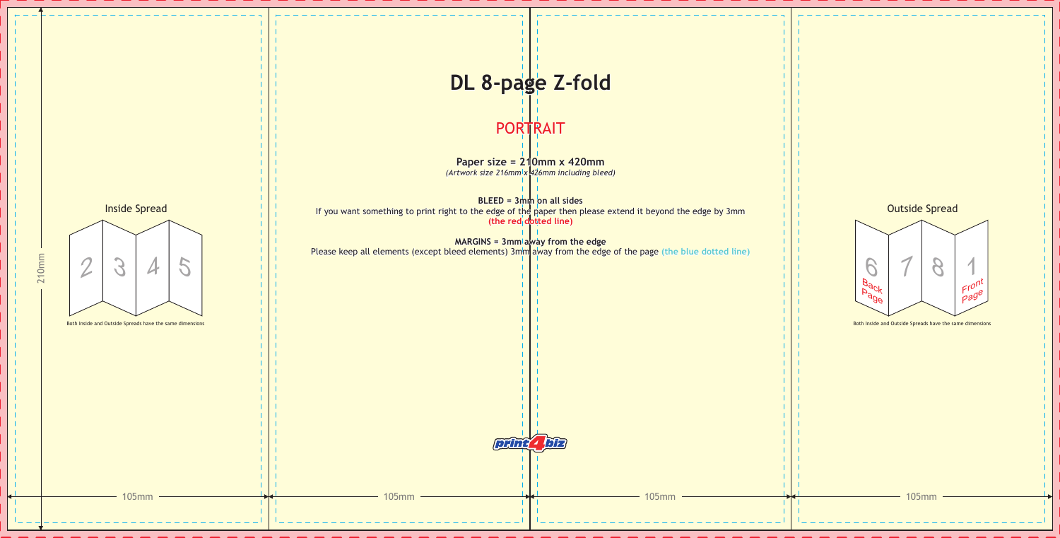# DL 8-page Z-fold

## PORTRAIT

**Paper size = 210mm x 420mm**
*(Artwork size 216mm x 426mm including bleed)*

**BLEED = 3mm on all sides**
If you want something to print right to the edge of the paper then please extend it beyond the edge by 3mm **(the red dotted line)**

**MARGINS = 3mm away from the edge**
Please keep all elements (except bleed elements) 3mm away from the edge of the page **(the blue dotted line)**

Inside Spread

2 3 4 5

Both Inside and Outside Spreads have the same dimensions

Outside Spread

6 7 8 1

Back Page

Front Page

Both Inside and Outside Spreads have the same dimensions

210mm

105mm 105mm 105mm 105mm

print4biz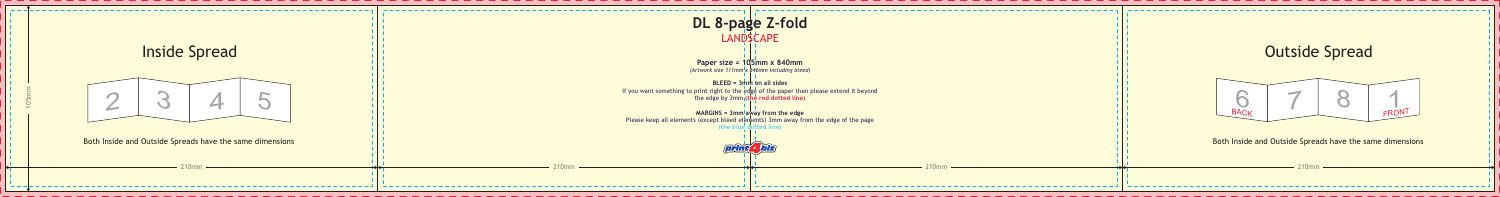# DL 8-page Z-fold

LANDSCAPE

**Paper size = 105mm x 840mm**

*(Artwork size 111mm x 846mm including bleed)*

**BLEED = 3mm on all sides**

If you want something to print right to the edge of the paper then please extend it beyond the edge by 3mm (the red dotted line)

**MARGINS = 3mm away from the edge**

Please keep all elements (except bleed elements) 3mm away from the edge of the page (the blue dotted line)

## Inside Spread

2 3 4 5

Both Inside and Outside Spreads have the same dimensions

105mm

210mm

210mm

210mm

## Outside Spread

6 BACK 7 8 1 FRONT

Both Inside and Outside Spreads have the same dimensions

210mm